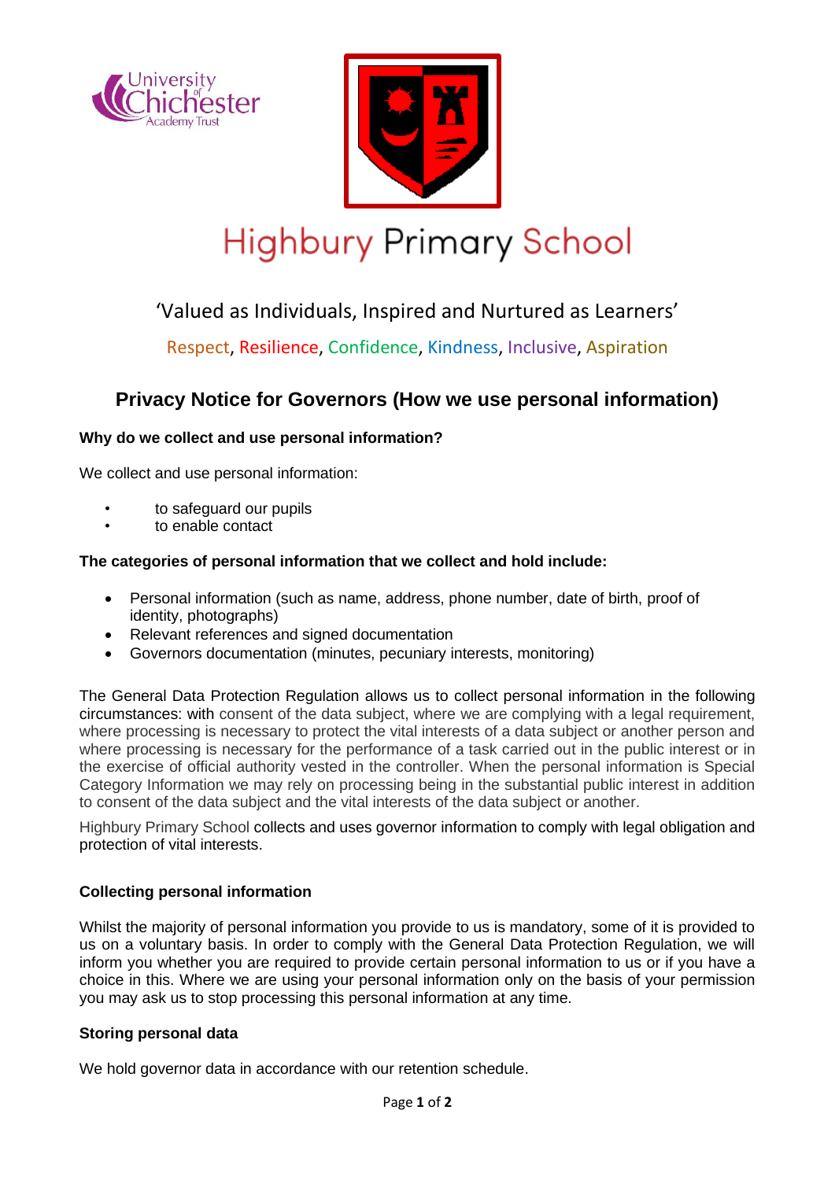# Highbury Primary School

‘Valued as Individuals, Inspired and Nurtured as Learners’

Respect, Resilience, Confidence, Kindness, Inclusive, Aspiration

## Privacy Notice for Governors (How we use personal information)

**Why do we collect and use personal information?**

We collect and use personal information:

- to safeguard our pupils
- to enable contact

**The categories of personal information that we collect and hold include:**

- Personal information (such as name, address, phone number, date of birth, proof of identity, photographs)
- Relevant references and signed documentation
- Governors documentation (minutes, pecuniary interests, monitoring)

The General Data Protection Regulation allows us to collect personal information in the following circumstances: with consent of the data subject, where we are complying with a legal requirement, where processing is necessary to protect the vital interests of a data subject or another person and where processing is necessary for the performance of a task carried out in the public interest or in the exercise of official authority vested in the controller. When the personal information is Special Category Information we may rely on processing being in the substantial public interest in addition to consent of the data subject and the vital interests of the data subject or another.

Highbury Primary School collects and uses governor information to comply with legal obligation and protection of vital interests.

**Collecting personal information**

Whilst the majority of personal information you provide to us is mandatory, some of it is provided to us on a voluntary basis. In order to comply with the General Data Protection Regulation, we will inform you whether you are required to provide certain personal information to us or if you have a choice in this. Where we are using your personal information only on the basis of your permission you may ask us to stop processing this personal information at any time.

**Storing personal data**

We hold governor data in accordance with our retention schedule.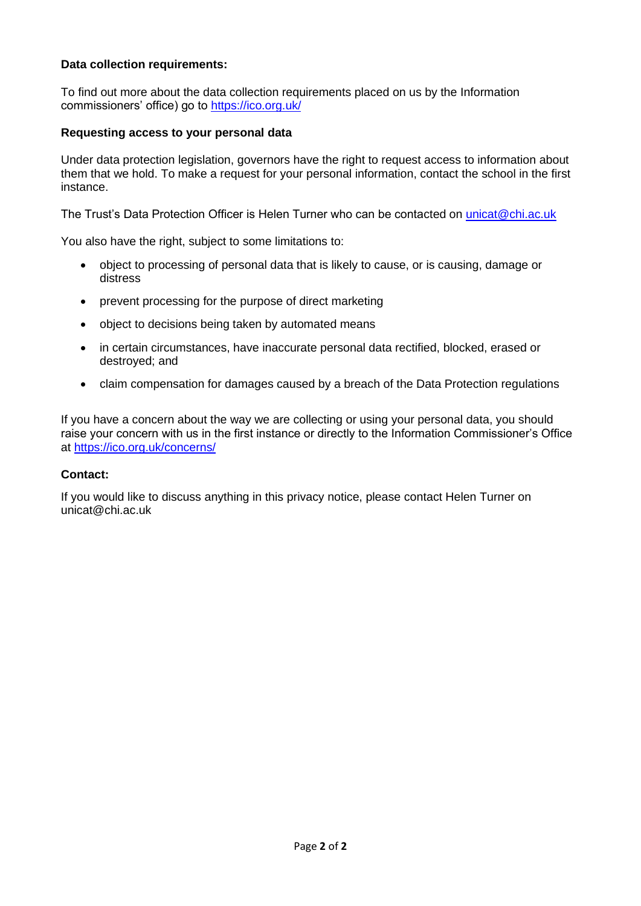**Data collection requirements:**

To find out more about the data collection requirements placed on us by the Information commissioners' office) go to https://ico.org.uk/

**Requesting access to your personal data**

Under data protection legislation, governors have the right to request access to information about them that we hold. To make a request for your personal information, contact the school in the first instance.

The Trust's Data Protection Officer is Helen Turner who can be contacted on unicat@chi.ac.uk

You also have the right, subject to some limitations to:

- object to processing of personal data that is likely to cause, or is causing, damage or distress
- prevent processing for the purpose of direct marketing
- object to decisions being taken by automated means
- in certain circumstances, have inaccurate personal data rectified, blocked, erased or destroyed; and
- claim compensation for damages caused by a breach of the Data Protection regulations

If you have a concern about the way we are collecting or using your personal data, you should raise your concern with us in the first instance or directly to the Information Commissioner's Office at https://ico.org.uk/concerns/

**Contact:**

If you would like to discuss anything in this privacy notice, please contact Helen Turner on unicat@chi.ac.uk